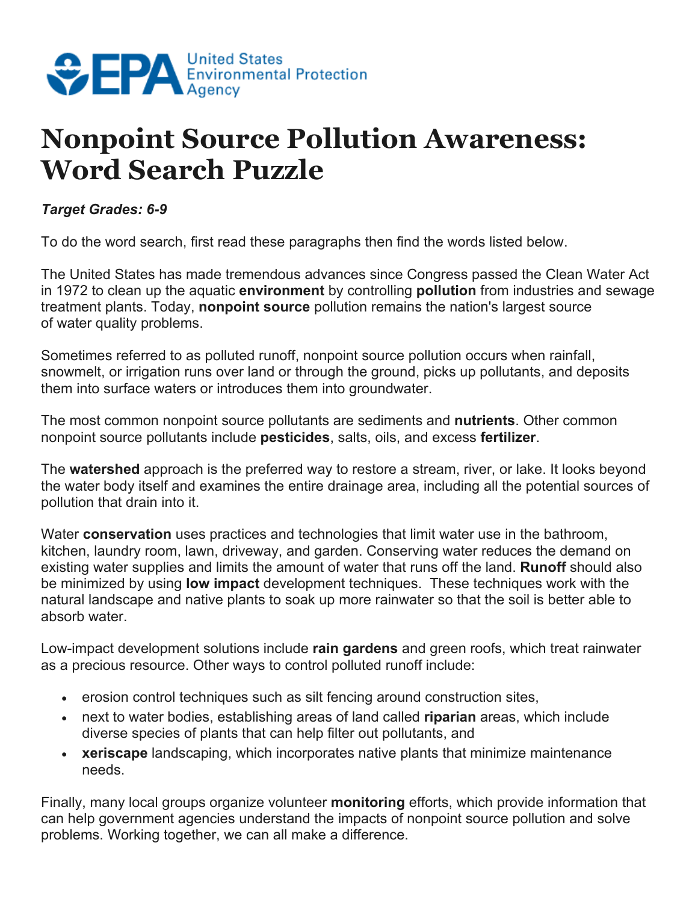United States Environmental Protection Agency

# Nonpoint Source Pollution Awareness: Word Search Puzzle

***Target Grades: 6-9***

To do the word search, first read these paragraphs then find the words listed below.

The United States has made tremendous advances since Congress passed the Clean Water Act in 1972 to clean up the aquatic **environment** by controlling **pollution** from industries and sewage treatment plants. Today, **nonpoint source** pollution remains the nation's largest source of water quality problems.

Sometimes referred to as polluted runoff, nonpoint source pollution occurs when rainfall, snowmelt, or irrigation runs over land or through the ground, picks up pollutants, and deposits them into surface waters or introduces them into groundwater.

The most common nonpoint source pollutants are sediments and **nutrients**. Other common nonpoint source pollutants include **pesticides**, salts, oils, and excess **fertilizer**.

The **watershed** approach is the preferred way to restore a stream, river, or lake. It looks beyond the water body itself and examines the entire drainage area, including all the potential sources of pollution that drain into it.

Water **conservation** uses practices and technologies that limit water use in the bathroom, kitchen, laundry room, lawn, driveway, and garden. Conserving water reduces the demand on existing water supplies and limits the amount of water that runs off the land. **Runoff** should also be minimized by using **low impact** development techniques. These techniques work with the natural landscape and native plants to soak up more rainwater so that the soil is better able to absorb water.

Low-impact development solutions include **rain gardens** and green roofs, which treat rainwater as a precious resource. Other ways to control polluted runoff include:

- erosion control techniques such as silt fencing around construction sites,
- next to water bodies, establishing areas of land called **riparian** areas, which include diverse species of plants that can help filter out pollutants, and
- **xeriscape** landscaping, which incorporates native plants that minimize maintenance needs.

Finally, many local groups organize volunteer **monitoring** efforts, which provide information that can help government agencies understand the impacts of nonpoint source pollution and solve problems. Working together, we can all make a difference.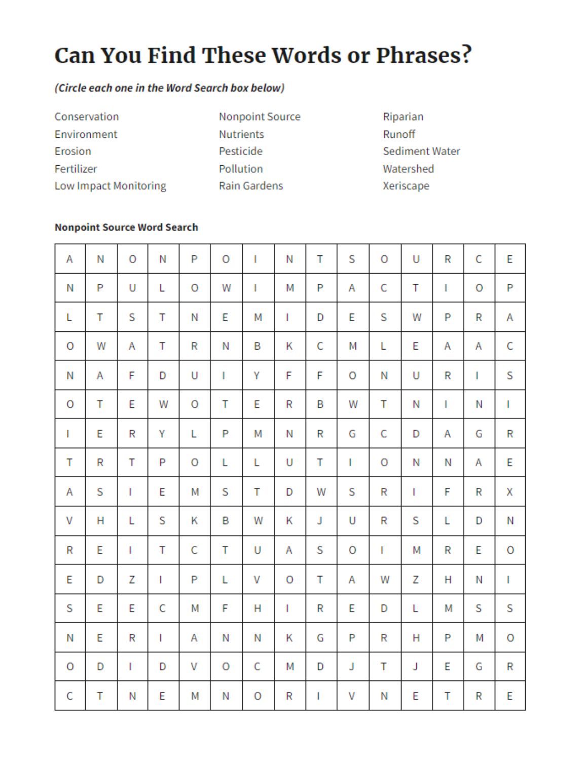# Can You Find These Words or Phrases?

*(Circle each one in the Word Search box below)*

Conservation
Environment
Erosion
Fertilizer
Low Impact Monitoring
Nonpoint Source
Nutrients
Pesticide
Pollution
Rain Gardens
Riparian
Runoff
Sediment Water
Watershed
Xeriscape

**Nonpoint Source Word Search**

| | | | | | | | | | | | | | | |
|---|---|---|---|---|---|---|---|---|---|---|---|---|---|---|
| A | N | O | N | P | O | I | N | T | S | O | U | R | C | E |
| N | P | U | L | O | W | I | M | P | A | C | T | I | O | P |
| L | T | S | T | N | E | M | I | D | E | S | W | P | R | A |
| O | W | A | T | R | N | B | K | C | M | L | E | A | A | C |
| N | A | F | D | U | I | Y | F | F | O | N | U | R | I | S |
| O | T | E | W | O | T | E | R | B | W | T | N | I | N | I |
| I | E | R | Y | L | P | M | N | R | G | C | D | A | G | R |
| T | R | T | P | O | L | L | U | T | I | O | N | N | A | E |
| A | S | I | E | M | S | T | D | W | S | R | I | F | R | X |
| V | H | L | S | K | B | W | K | J | U | R | S | L | D | N |
| R | E | I | T | C | T | U | A | S | O | I | M | R | E | O |
| E | D | Z | I | P | L | V | O | T | A | W | Z | H | N | I |
| S | E | E | C | M | F | H | I | R | E | D | L | M | S | S |
| N | E | R | I | A | N | N | K | G | P | R | H | P | M | O |
| O | D | I | D | V | O | C | M | D | J | T | J | E | G | R |
| C | T | N | E | M | N | O | R | I | V | N | E | T | R | E |